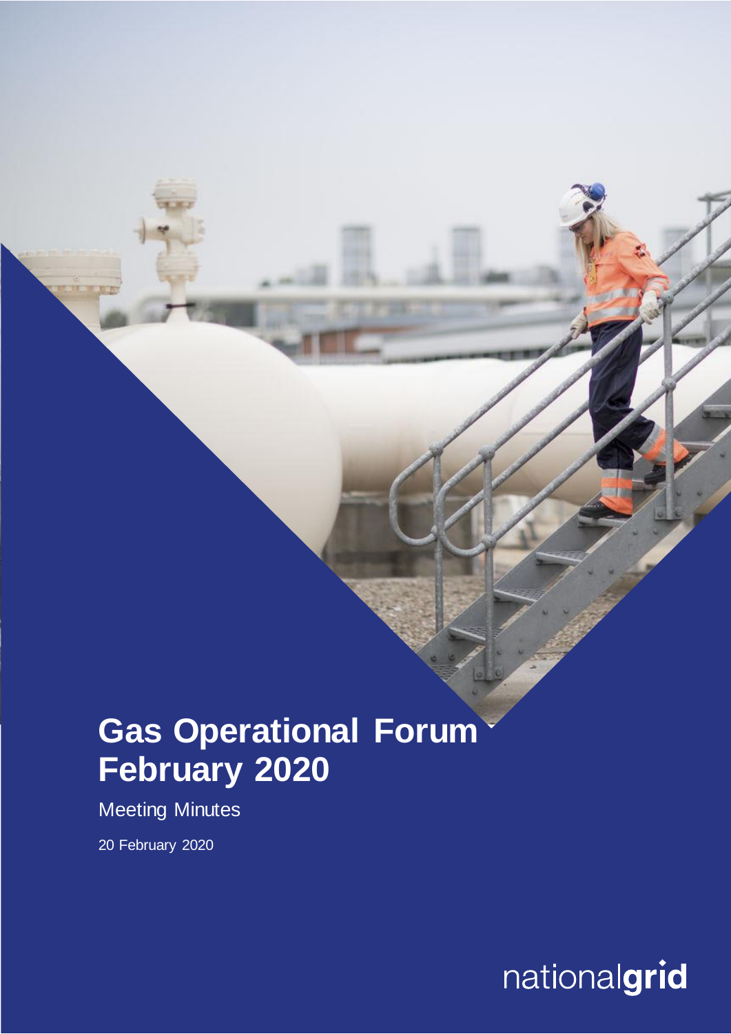# Gas Operational Forum February 2020

Meeting Minutes

20 February 2020

nationalgrid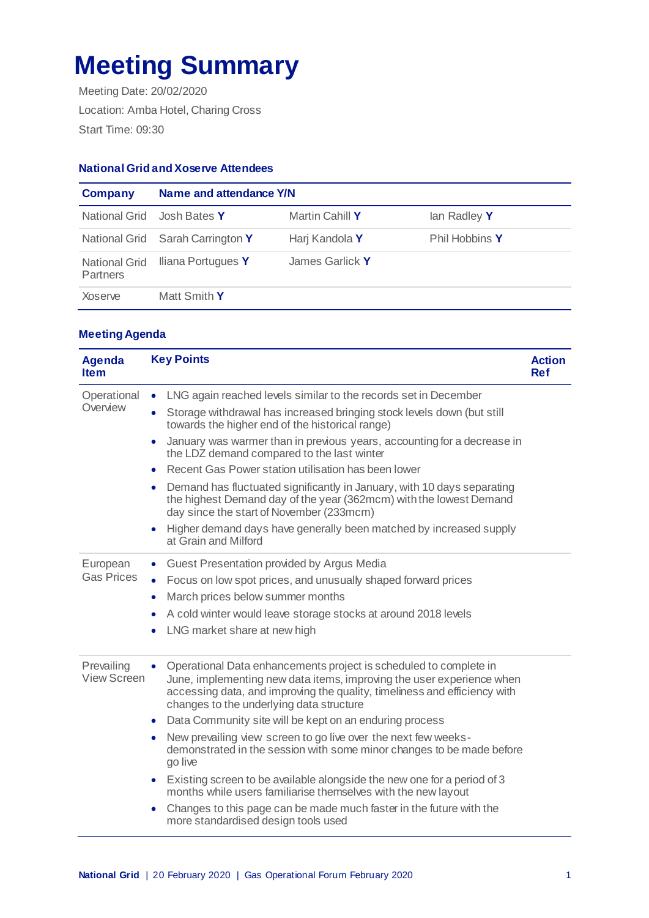# Meeting Summary

Meeting Date: 20/02/2020

Location: Amba Hotel, Charing Cross

Start Time: 09:30

### National Grid and Xoserve Attendees

| Company | Name and attendance Y/N | | |
|---|---|---|---|
| National Grid | Josh Bates **Y** | Martin Cahill **Y** | Ian Radley **Y** |
| National Grid | Sarah Carrington **Y** | Harj Kandola **Y** | Phil Hobbins **Y** |
| National Grid Partners | Iliana Portugues **Y** | James Garlick **Y** | |
| Xoserve | Matt Smith **Y** | | |

### Meeting Agenda

| Agenda Item | Key Points | Action Ref |
|---|---|---|
| Operational Overview | • LNG again reached levels similar to the records set in December<br>• Storage withdrawal has increased bringing stock levels down (but still towards the higher end of the historical range)<br>• January was warmer than in previous years, accounting for a decrease in the LDZ demand compared to the last winter<br>• Recent Gas Power station utilisation has been lower<br>• Demand has fluctuated significantly in January, with 10 days separating the highest Demand day of the year (362mcm) with the lowest Demand day since the start of November (233mcm)<br>• Higher demand days have generally been matched by increased supply at Grain and Milford | |
| European Gas Prices | • Guest Presentation provided by Argus Media<br>• Focus on low spot prices, and unusually shaped forward prices<br>• March prices below summer months<br>• A cold winter would leave storage stocks at around 2018 levels<br>• LNG market share at new high | |
| Prevailing View Screen | • Operational Data enhancements project is scheduled to complete in June, implementing new data items, improving the user experience when accessing data, and improving the quality, timeliness and efficiency with changes to the underlying data structure<br>• Data Community site will be kept on an enduring process<br>• New prevailing view screen to go live over the next few weeks- demonstrated in the session with some minor changes to be made before go live<br>• Existing screen to be available alongside the new one for a period of 3 months while users familiarise themselves with the new layout<br>• Changes to this page can be made much faster in the future with the more standardised design tools used | |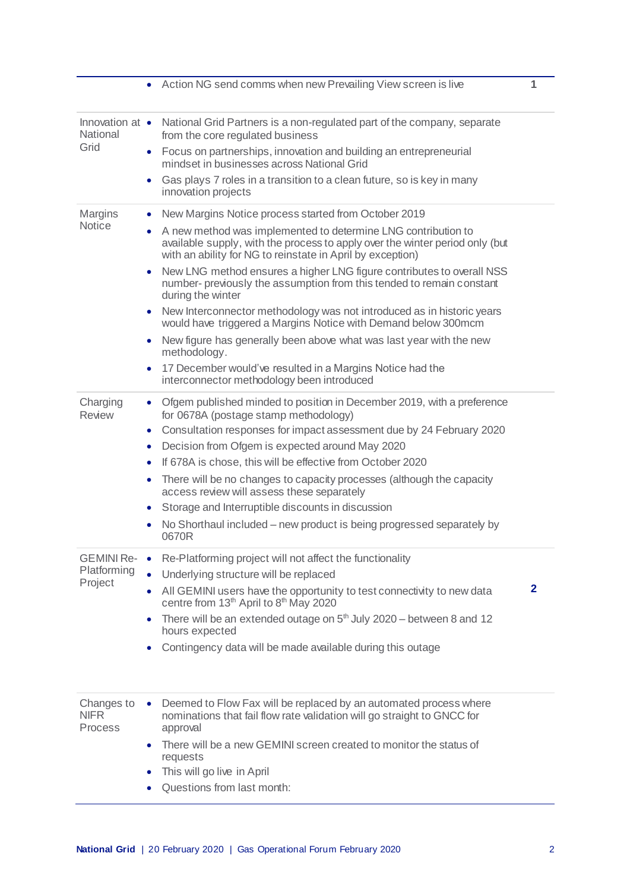| | | |
|---|---|---|
| | • Action NG send comms when new Prevailing View screen is live | 1 |
| Innovation at National Grid | • National Grid Partners is a non-regulated part of the company, separate from the core regulated business<br>• Focus on partnerships, innovation and building an entrepreneurial mindset in businesses across National Grid<br>• Gas plays 7 roles in a transition to a clean future, so is key in many innovation projects | |
| Margins Notice | • New Margins Notice process started from October 2019<br>• A new method was implemented to determine LNG contribution to available supply, with the process to apply over the winter period only (but with an ability for NG to reinstate in April by exception)<br>• New LNG method ensures a higher LNG figure contributes to overall NSS number- previously the assumption from this tended to remain constant during the winter<br>• New Interconnector methodology was not introduced as in historic years would have triggered a Margins Notice with Demand below 300mcm<br>• New figure has generally been above what was last year with the new methodology.<br>• 17 December would've resulted in a Margins Notice had the interconnector methodology been introduced | |
| Charging Review | • Ofgem published minded to position in December 2019, with a preference for 0678A (postage stamp methodology)<br>• Consultation responses for impact assessment due by 24 February 2020<br>• Decision from Ofgem is expected around May 2020<br>• If 678A is chose, this will be effective from October 2020<br>• There will be no changes to capacity processes (although the capacity access review will assess these separately<br>• Storage and Interruptible discounts in discussion<br>• No Shorthaul included – new product is being progressed separately by 0670R | |
| GEMINI Re-Platforming Project | • Re-Platforming project will not affect the functionality<br>• Underlying structure will be replaced<br>• All GEMINI users have the opportunity to test connectivity to new data centre from 13th April to 8th May 2020<br>• There will be an extended outage on 5th July 2020 – between 8 and 12 hours expected<br>• Contingency data will be made available during this outage | 2 |
| Changes to NIFR Process | • Deemed to Flow Fax will be replaced by an automated process where nominations that fail flow rate validation will go straight to GNCC for approval<br>• There will be a new GEMINI screen created to monitor the status of requests<br>• This will go live in April<br>• Questions from last month: | |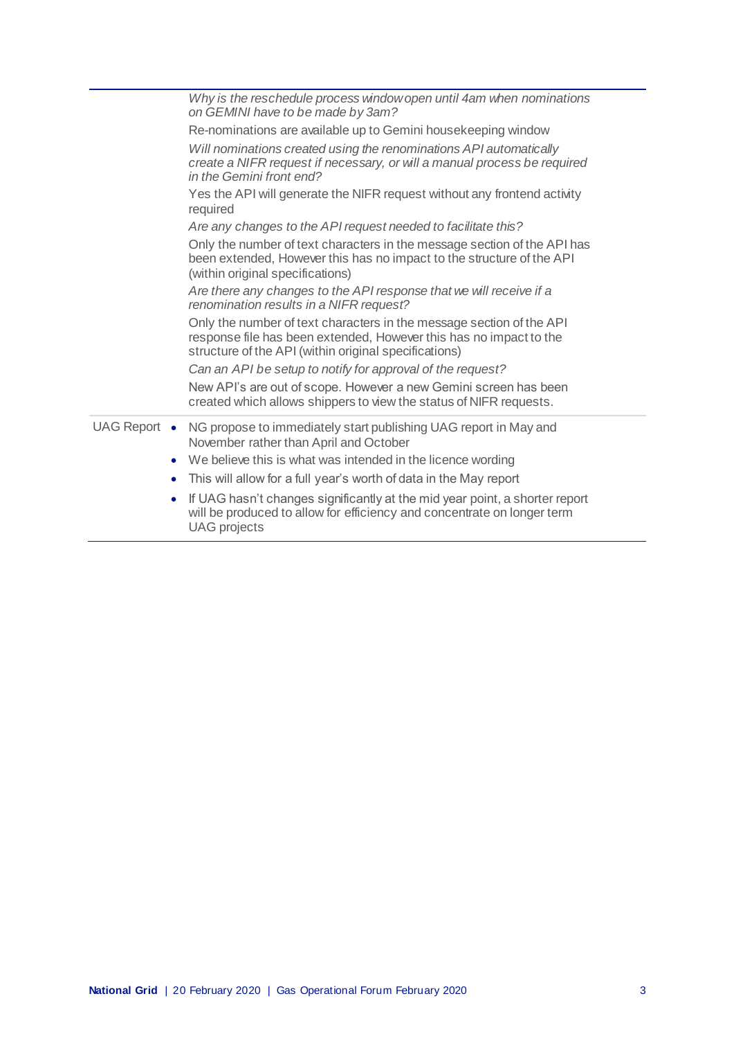| | |
|---|---|
| | *Why is the reschedule process window open until 4am when nominations on GEMINI have to be made by 3am?*<br>Re-nominations are available up to Gemini housekeeping window<br>*Will nominations created using the renominations API automatically create a NIFR request if necessary, or will a manual process be required in the Gemini front end?*<br>Yes the API will generate the NIFR request without any frontend activity required<br>*Are any changes to the API request needed to facilitate this?*<br>Only the number of text characters in the message section of the API has been extended, However this has no impact to the structure of the API (within original specifications)<br>*Are there any changes to the API response that we will receive if a renomination results in a NIFR request?*<br>Only the number of text characters in the message section of the API response file has been extended, However this has no impact to the structure of the API (within original specifications)<br>*Can an API be setup to notify for approval of the request?*<br>New API's are out of scope. However a new Gemini screen has been created which allows shippers to view the status of NIFR requests. |
| UAG Report | • NG propose to immediately start publishing UAG report in May and November rather than April and October<br>• We believe this is what was intended in the licence wording<br>• This will allow for a full year's worth of data in the May report<br>• If UAG hasn't changes significantly at the mid year point, a shorter report will be produced to allow for efficiency and concentrate on longer term UAG projects |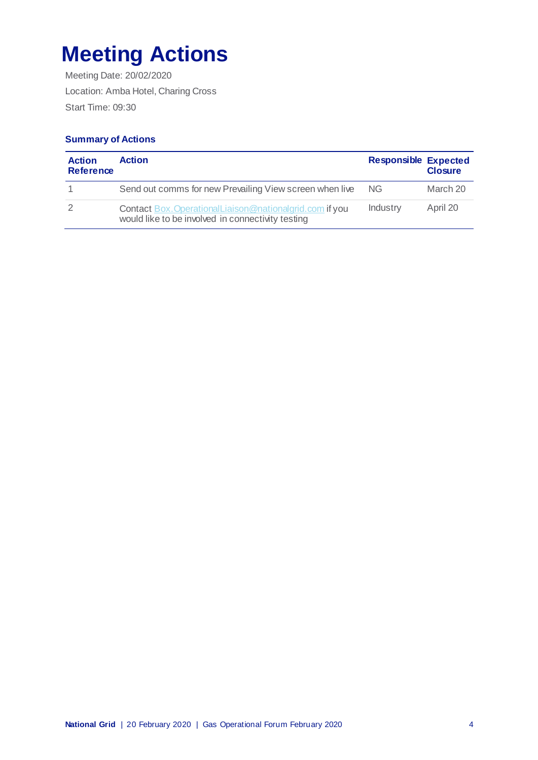# Meeting Actions

Meeting Date: 20/02/2020

Location: Amba Hotel, Charing Cross

Start Time: 09:30

### Summary of Actions

| Action Reference | Action | Responsible | Expected Closure |
|---|---|---|---|
| 1 | Send out comms for new Prevailing View screen when live | NG | March 20 |
| 2 | Contact Box.OperationalLiaison@nationalgrid.com if you would like to be involved in connectivity testing | Industry | April 20 |